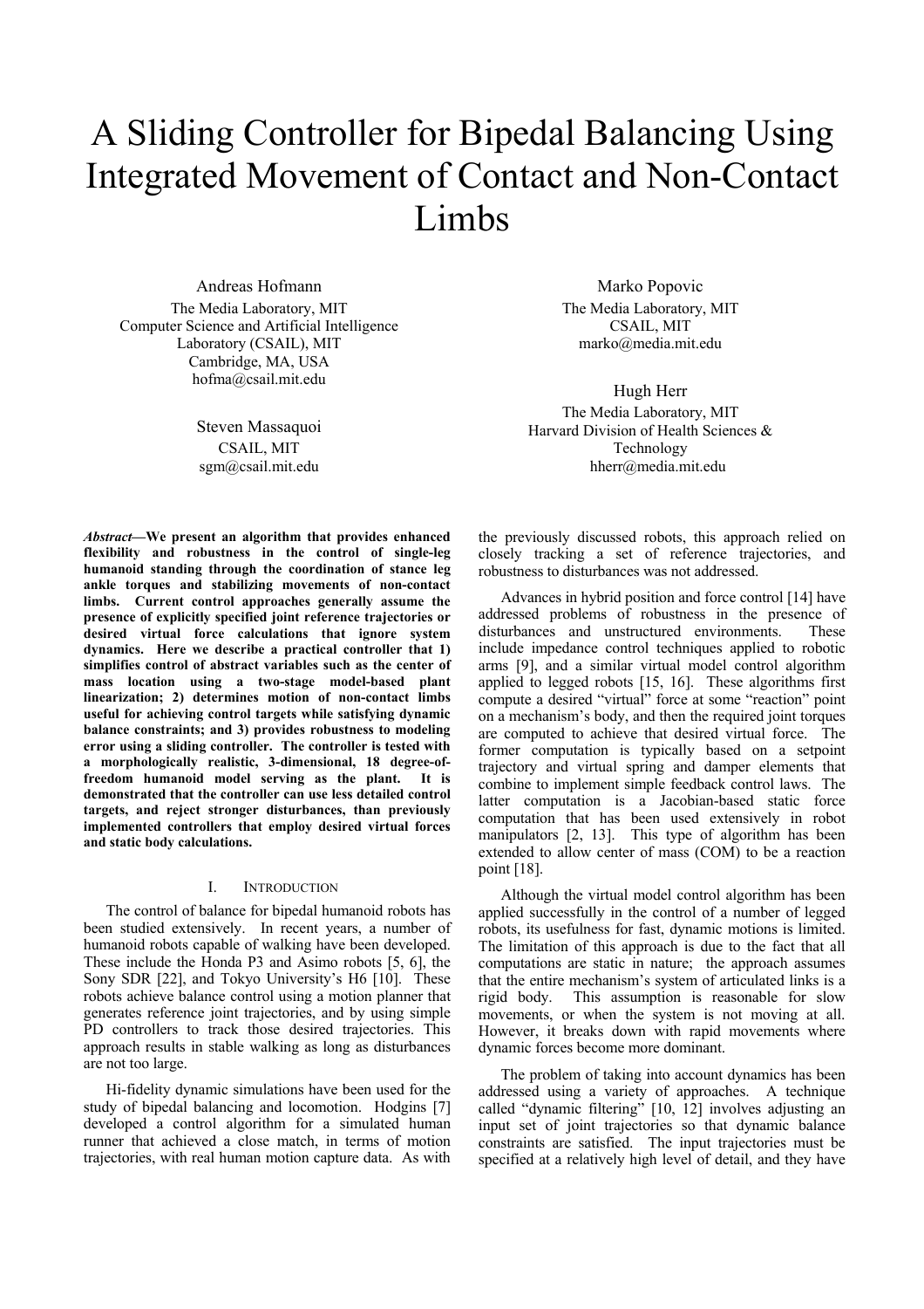# A Sliding Controller for Bipedal Balancing Using Integrated Movement of Contact and Non-Contact Limbs

Andreas Hofmann
The Media Laboratory, MIT
Computer Science and Artificial Intelligence Laboratory (CSAIL), MIT
Cambridge, MA, USA
hofma@csail.mit.edu

Marko Popovic
The Media Laboratory, MIT
CSAIL, MIT
marko@media.mit.edu

Steven Massaquoi
CSAIL, MIT
sgm@csail.mit.edu

Hugh Herr
The Media Laboratory, MIT
Harvard Division of Health Sciences & Technology
hherr@media.mit.edu

***Abstract*—We present an algorithm that provides enhanced flexibility and robustness in the control of single-leg humanoid standing through the coordination of stance leg ankle torques and stabilizing movements of non-contact limbs. Current control approaches generally assume the presence of explicitly specified joint reference trajectories or desired virtual force calculations that ignore system dynamics. Here we describe a practical controller that 1) simplifies control of abstract variables such as the center of mass location using a two-stage model-based plant linearization; 2) determines motion of non-contact limbs useful for achieving control targets while satisfying dynamic balance constraints; and 3) provides robustness to modeling error using a sliding controller. The controller is tested with a morphologically realistic, 3-dimensional, 18 degree-of-freedom humanoid model serving as the plant. It is demonstrated that the controller can use less detailed control targets, and reject stronger disturbances, than previously implemented controllers that employ desired virtual forces and static body calculations.**

## I. Introduction

The control of balance for bipedal humanoid robots has been studied extensively. In recent years, a number of humanoid robots capable of walking have been developed. These include the Honda P3 and Asimo robots [5, 6], the Sony SDR [22], and Tokyo University's H6 [10]. These robots achieve balance control using a motion planner that generates reference joint trajectories, and by using simple PD controllers to track those desired trajectories. This approach results in stable walking as long as disturbances are not too large.

Hi-fidelity dynamic simulations have been used for the study of bipedal balancing and locomotion. Hodgins [7] developed a control algorithm for a simulated human runner that achieved a close match, in terms of motion trajectories, with real human motion capture data. As with the previously discussed robots, this approach relied on closely tracking a set of reference trajectories, and robustness to disturbances was not addressed.

Advances in hybrid position and force control [14] have addressed problems of robustness in the presence of disturbances and unstructured environments. These include impedance control techniques applied to robotic arms [9], and a similar virtual model control algorithm applied to legged robots [15, 16]. These algorithms first compute a desired "virtual" force at some "reaction" point on a mechanism's body, and then the required joint torques are computed to achieve that desired virtual force. The former computation is typically based on a setpoint trajectory and virtual spring and damper elements that combine to implement simple feedback control laws. The latter computation is a Jacobian-based static force computation that has been used extensively in robot manipulators [2, 13]. This type of algorithm has been extended to allow center of mass (COM) to be a reaction point [18].

Although the virtual model control algorithm has been applied successfully in the control of a number of legged robots, its usefulness for fast, dynamic motions is limited. The limitation of this approach is due to the fact that all computations are static in nature; the approach assumes that the entire mechanism's system of articulated links is a rigid body. This assumption is reasonable for slow movements, or when the system is not moving at all. However, it breaks down with rapid movements where dynamic forces become more dominant.

The problem of taking into account dynamics has been addressed using a variety of approaches. A technique called "dynamic filtering" [10, 12] involves adjusting an input set of joint trajectories so that dynamic balance constraints are satisfied. The input trajectories must be specified at a relatively high level of detail, and they have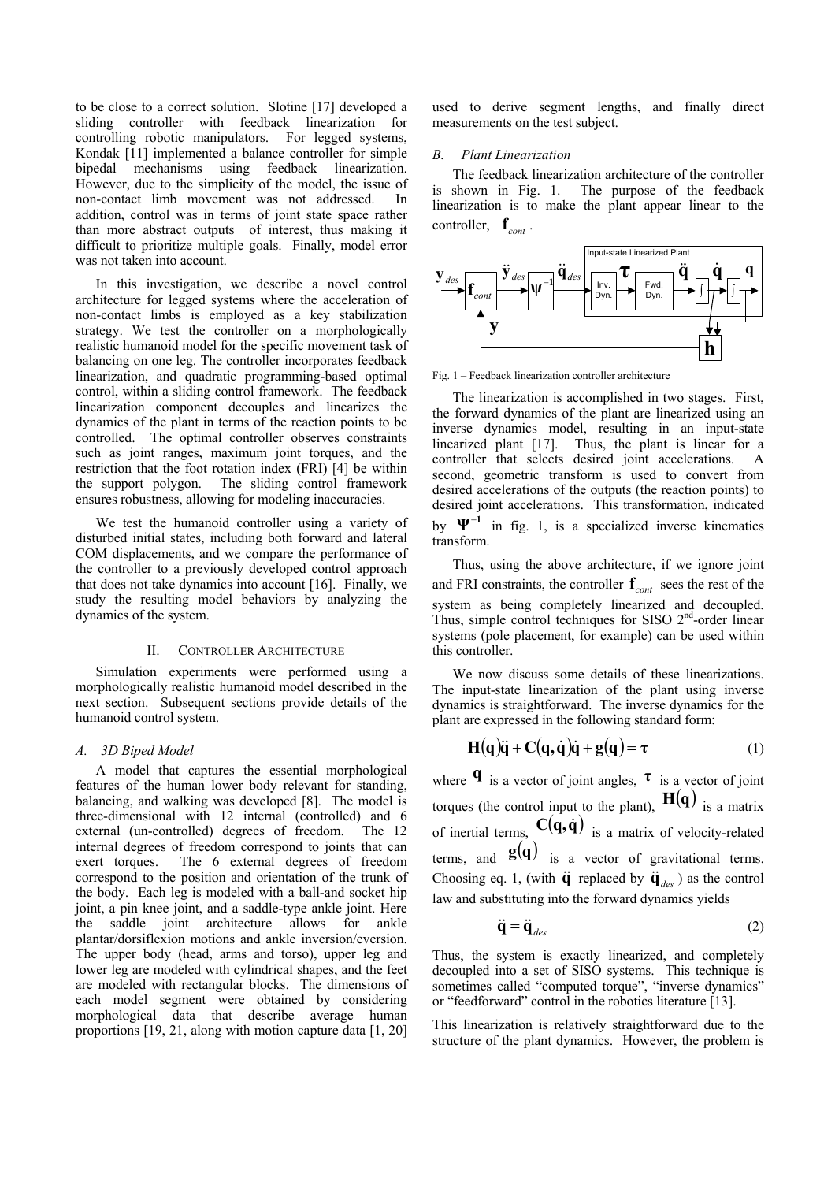to be close to a correct solution. Slotine [17] developed a sliding controller with feedback linearization for controlling robotic manipulators. For legged systems, Kondak [11] implemented a balance controller for simple bipedal mechanisms using feedback linearization. However, due to the simplicity of the model, the issue of non-contact limb movement was not addressed. In addition, control was in terms of joint state space rather than more abstract outputs of interest, thus making it difficult to prioritize multiple goals. Finally, model error was not taken into account.

In this investigation, we describe a novel control architecture for legged systems where the acceleration of non-contact limbs is employed as a key stabilization strategy. We test the controller on a morphologically realistic humanoid model for the specific movement task of balancing on one leg. The controller incorporates feedback linearization, and quadratic programming-based optimal control, within a sliding control framework. The feedback linearization component decouples and linearizes the dynamics of the plant in terms of the reaction points to be controlled. The optimal controller observes constraints such as joint ranges, maximum joint torques, and the restriction that the foot rotation index (FRI) [4] be within the support polygon. The sliding control framework ensures robustness, allowing for modeling inaccuracies.

We test the humanoid controller using a variety of disturbed initial states, including both forward and lateral COM displacements, and we compare the performance of the controller to a previously developed control approach that does not take dynamics into account [16]. Finally, we study the resulting model behaviors by analyzing the dynamics of the system.

## II. Controller Architecture

Simulation experiments were performed using a morphologically realistic humanoid model described in the next section. Subsequent sections provide details of the humanoid control system.

### A. 3D Biped Model

A model that captures the essential morphological features of the human lower body relevant for standing, balancing, and walking was developed [8]. The model is three-dimensional with 12 internal (controlled) and 6 external (un-controlled) degrees of freedom. The 12 internal degrees of freedom correspond to joints that can exert torques. The 6 external degrees of freedom correspond to the position and orientation of the trunk of the body. Each leg is modeled with a ball-and socket hip joint, a pin knee joint, and a saddle-type ankle joint. Here the saddle joint architecture allows for ankle plantar/dorsiflexion motions and ankle inversion/eversion. The upper body (head, arms and torso), upper leg and lower leg are modeled with cylindrical shapes, and the feet are modeled with rectangular blocks. The dimensions of each model segment were obtained by considering morphological data that describe average human proportions [19, 21, along with motion capture data [1, 20] used to derive segment lengths, and finally direct measurements on the test subject.

### B. Plant Linearization

The feedback linearization architecture of the controller is shown in Fig. 1. The purpose of the feedback linearization is to make the plant appear linear to the controller, $\mathbf{f}_{cont}$.

Fig. 1 – Feedback linearization controller architecture

The linearization is accomplished in two stages. First, the forward dynamics of the plant are linearized using an inverse dynamics model, resulting in an input-state linearized plant [17]. Thus, the plant is linear for a controller that selects desired joint accelerations. A second, geometric transform is used to convert from desired accelerations of the outputs (the reaction points) to desired joint accelerations. This transformation, indicated by $\mathbf{\Psi}^{-1}$ in fig. 1, is a specialized inverse kinematics transform.

Thus, using the above architecture, if we ignore joint and FRI constraints, the controller $\mathbf{f}_{cont}$ sees the rest of the system as being completely linearized and decoupled. Thus, simple control techniques for SISO 2[nd]-order linear systems (pole placement, for example) can be used within this controller.

We now discuss some details of these linearizations. The input-state linearization of the plant using inverse dynamics is straightforward. The inverse dynamics for the plant are expressed in the following standard form:

$$\mathbf{H}(\mathbf{q})\ddot{\mathbf{q}} + \mathbf{C}(\mathbf{q},\dot{\mathbf{q}})\dot{\mathbf{q}} + \mathbf{g}(\mathbf{q}) = \boldsymbol{\tau} \tag{1}$$

where $\mathbf{q}$ is a vector of joint angles, $\boldsymbol{\tau}$ is a vector of joint torques (the control input to the plant), $\mathbf{H}(\mathbf{q})$ is a matrix of inertial terms, $\mathbf{C}(\mathbf{q},\dot{\mathbf{q}})$ is a matrix of velocity-related terms, and $\mathbf{g}(\mathbf{q})$ is a vector of gravitational terms. Choosing eq. 1, (with $\ddot{\mathbf{q}}$ replaced by $\ddot{\mathbf{q}}_{des}$) as the control law and substituting into the forward dynamics yields

$$\ddot{\mathbf{q}} = \ddot{\mathbf{q}}_{des} \tag{2}$$

Thus, the system is exactly linearized, and completely decoupled into a set of SISO systems. This technique is sometimes called "computed torque", "inverse dynamics" or "feedforward" control in the robotics literature [13].

This linearization is relatively straightforward due to the structure of the plant dynamics. However, the problem is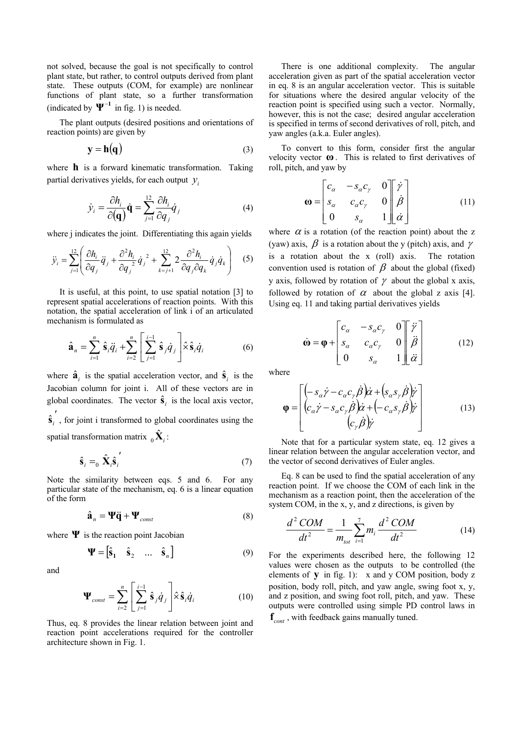not solved, because the goal is not specifically to control plant state, but rather, to control outputs derived from plant state. These outputs (COM, for example) are nonlinear functions of plant state, so a further transformation (indicated by $\boldsymbol{\Psi}^{-1}$ in fig. 1) is needed.

The plant outputs (desired positions and orientations of reaction points) are given by

$$\mathbf{y} = \mathbf{h}(\mathbf{q}) \tag{3}$$

where $\mathbf{h}$ is a forward kinematic transformation. Taking partial derivatives yields, for each output $y_i$

$$\dot{y}_i = \frac{\partial h_i}{\partial(\mathbf{q})}\dot{\mathbf{q}} = \sum_{j=1}^{12} \frac{\partial h_i}{\partial q_j}\dot{q}_j \tag{4}$$

where j indicates the joint. Differentiating this again yields

$$\ddot{y}_i = \sum_{j=1}^{12}\left( \frac{\partial h_i}{\partial q_j}\ddot{q}_j + \frac{\partial^2 h_i}{\partial q_j^{\,2}}\dot{q}_j^{\,2} + \sum_{k=j+1}^{12} 2\frac{\partial^2 h_i}{\partial q_j \partial q_k}\dot{q}_j\dot{q}_k \right) \tag{5}$$

It is useful, at this point, to use spatial notation [3] to represent spatial accelerations of reaction points. With this notation, the spatial acceleration of link i of an articulated mechanism is formulated as

$$\hat{\mathbf{a}}_n = \sum_{i=1}^{n} \hat{\mathbf{s}}_i \ddot{q}_i + \sum_{i=2}^{n}\left[ \sum_{j=1}^{i-1} \hat{\mathbf{s}}_j \dot{q}_j \right] \hat{\times} \hat{\mathbf{s}}_i \dot{q}_i \tag{6}$$

where $\hat{\mathbf{a}}_i$ is the spatial acceleration vector, and $\hat{\mathbf{s}}_i$ is the Jacobian column for joint i. All of these vectors are in global coordinates. The vector $\hat{\mathbf{s}}_i$ is the local axis vector, $\hat{\mathbf{s}}_i{}'$, for joint i transformed to global coordinates using the spatial transformation matrix ${}_0\hat{\mathbf{X}}_i$:

$$\hat{\mathbf{s}}_i = {}_0\hat{\mathbf{X}}_i \hat{\mathbf{s}}_i{}' \tag{7}$$

Note the similarity between eqs. 5 and 6. For any particular state of the mechanism, eq. 6 is a linear equation of the form

$$\hat{\mathbf{a}}_n = \boldsymbol{\Psi}\ddot{\mathbf{q}} + \boldsymbol{\Psi}_{const} \tag{8}$$

where $\boldsymbol{\Psi}$ is the reaction point Jacobian

$$\boldsymbol{\Psi} = \begin{bmatrix} \hat{\mathbf{s}}_1 & \hat{\mathbf{s}}_2 & \ldots & \hat{\mathbf{s}}_n \end{bmatrix} \tag{9}$$

and

$$\boldsymbol{\Psi}_{const} = \sum_{i=2}^{n}\left[ \sum_{j=1}^{i-1} \hat{\mathbf{s}}_j \dot{q}_j \right] \hat{\times} \hat{\mathbf{s}}_i \dot{q}_i \tag{10}$$

Thus, eq. 8 provides the linear relation between joint and reaction point accelerations required for the controller architecture shown in Fig. 1.

There is one additional complexity. The angular acceleration given as part of the spatial acceleration vector in eq. 8 is an angular acceleration vector. This is suitable for situations where the desired angular velocity of the reaction point is specified using such a vector. Normally, however, this is not the case; desired angular acceleration is specified in terms of second derivatives of roll, pitch, and yaw angles (a.k.a. Euler angles).

To convert to this form, consider first the angular velocity vector $\boldsymbol{\omega}$. This is related to first derivatives of roll, pitch, and yaw by

$$\boldsymbol{\omega} = \begin{bmatrix} c_\alpha & -s_\alpha c_\gamma & 0 \\ s_\alpha & c_\alpha c_\gamma & 0 \\ 0 & s_\alpha & 1 \end{bmatrix} \begin{bmatrix} \dot{\gamma} \\ \dot{\beta} \\ \dot{\alpha} \end{bmatrix} \tag{11}$$

where $\alpha$ is a rotation (of the reaction point) about the z (yaw) axis, $\beta$ is a rotation about the y (pitch) axis, and $\gamma$ is a rotation about the x (roll) axis. The rotation convention used is rotation of $\beta$ about the global (fixed) y axis, followed by rotation of $\gamma$ about the global x axis, followed by rotation of $\alpha$ about the global z axis [4]. Using eq. 11 and taking partial derivatives yields

$$\dot{\boldsymbol{\omega}} = \boldsymbol{\varphi} + \begin{bmatrix} c_\alpha & -s_\alpha c_\gamma & 0 \\ s_\alpha & c_\alpha c_\gamma & 0 \\ 0 & s_\alpha & 1 \end{bmatrix} \begin{bmatrix} \ddot{\gamma} \\ \ddot{\beta} \\ \ddot{\alpha} \end{bmatrix} \tag{12}$$

where

$$\boldsymbol{\varphi} = \begin{bmatrix} \left(-s_\alpha \dot{\gamma} - c_\alpha c_\gamma \dot{\beta}\right)\dot{\alpha} + \left(s_\alpha s_\gamma \dot{\beta}\right)\dot{\gamma} \\ \left(c_\alpha \dot{\gamma} - s_\alpha c_\gamma \dot{\beta}\right)\dot{\alpha} + \left(-c_\alpha s_\gamma \dot{\beta}\right)\dot{\gamma} \\ \left(c_\gamma \dot{\beta}\right)\dot{\gamma} \end{bmatrix} \tag{13}$$

Note that for a particular system state, eq. 12 gives a linear relation between the angular acceleration vector, and the vector of second derivatives of Euler angles.

Eq. 8 can be used to find the spatial acceleration of any reaction point. If we choose the COM of each link in the mechanism as a reaction point, then the acceleration of the system COM, in the x, y, and z directions, is given by

$$\frac{d^2\,COM}{dt^2} = \frac{1}{m_{tot}} \sum_{i=1}^{7} m_i \frac{d^2\,COM}{dt^2} \tag{14}$$

For the experiments described here, the following 12 values were chosen as the outputs to be controlled (the elements of $\mathbf{y}$ in fig. 1): x and y COM position, body z position, body roll, pitch, and yaw angle, swing foot x, y, and z position, and swing foot roll, pitch, and yaw. These outputs were controlled using simple PD control laws in $\mathbf{f}_{cont}$, with feedback gains manually tuned.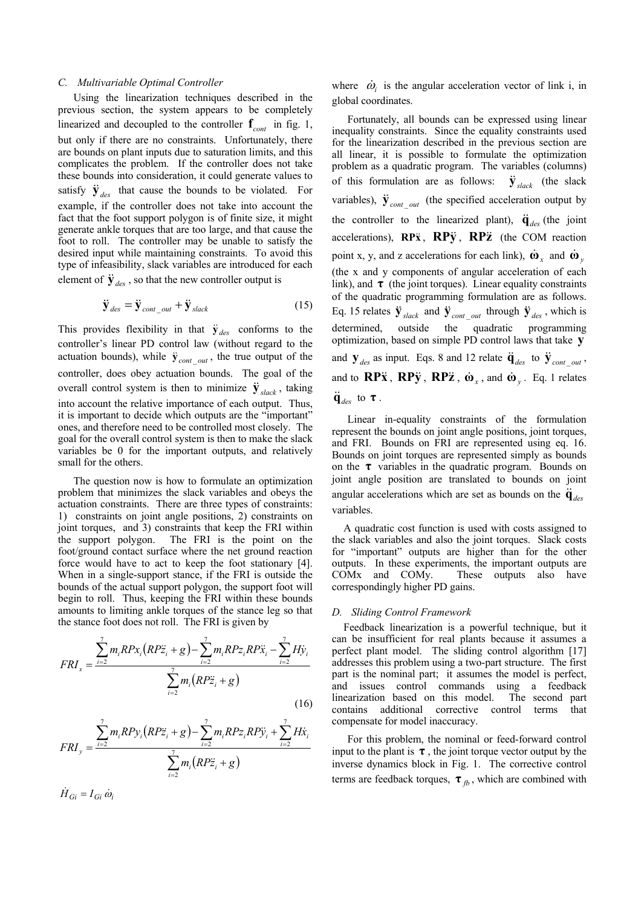### C. Multivariable Optimal Controller

Using the linearization techniques described in the previous section, the system appears to be completely linearized and decoupled to the controller $\mathbf{f}_{cont}$ in fig. 1, but only if there are no constraints. Unfortunately, there are bounds on plant inputs due to saturation limits, and this complicates the problem. If the controller does not take these bounds into consideration, it could generate values to satisfy $\ddot{\mathbf{y}}_{des}$ that cause the bounds to be violated. For example, if the controller does not take into account the fact that the foot support polygon is of finite size, it might generate ankle torques that are too large, and that cause the foot to roll. The controller may be unable to satisfy the desired input while maintaining constraints. To avoid this type of infeasibility, slack variables are introduced for each element of $\ddot{\mathbf{y}}_{des}$, so that the new controller output is

$$\ddot{\mathbf{y}}_{des} = \ddot{\mathbf{y}}_{cont\_out} + \ddot{\mathbf{y}}_{slack} \tag{15}$$

This provides flexibility in that $\ddot{\mathbf{y}}_{des}$ conforms to the controller's linear PD control law (without regard to the actuation bounds), while $\ddot{\mathbf{y}}_{cont\_out}$, the true output of the controller, does obey actuation bounds. The goal of the overall control system is then to minimize $\ddot{\mathbf{y}}_{slack}$, taking into account the relative importance of each output. Thus, it is important to decide which outputs are the "important" ones, and therefore need to be controlled most closely. The goal for the overall control system is then to make the slack variables be 0 for the important outputs, and relatively small for the others.

The question now is how to formulate an optimization problem that minimizes the slack variables and obeys the actuation constraints. There are three types of constraints: 1) constraints on joint angle positions, 2) constraints on joint torques, and 3) constraints that keep the FRI within the support polygon. The FRI is the point on the foot/ground contact surface where the net ground reaction force would have to act to keep the foot stationary [4]. When in a single-support stance, if the FRI is outside the bounds of the actual support polygon, the support foot will begin to roll. Thus, keeping the FRI within these bounds amounts to limiting ankle torques of the stance leg so that the stance foot does not roll. The FRI is given by

$$FRI_x = \frac{\sum_{i=2}^{7} m_i RPx_i\left(RP\ddot{z}_i + g\right) - \sum_{i=2}^{7} m_i RPz_i RP\ddot{x}_i - \sum_{i=2}^{7} H\dot{y}_i}{\sum_{i=2}^{7} m_i\left(RP\ddot{z}_i + g\right)} \tag{16}$$

$$FRI_y = \frac{\sum_{i=2}^{7} m_i RPy_i\left(RP\ddot{z}_i + g\right) - \sum_{i=2}^{7} m_i RPz_i RP\ddot{y}_i + \sum_{i=2}^{7} H\dot{x}_i}{\sum_{i=2}^{7} m_i\left(RP\ddot{z}_i + g\right)}$$

$$\dot{H}_{Gi} = I_{Gi}\,\dot{\omega}_i$$

where $\dot{\omega}_i$ is the angular acceleration vector of link i, in global coordinates.

Fortunately, all bounds can be expressed using linear inequality constraints. Since the equality constraints used for the linearization described in the previous section are all linear, it is possible to formulate the optimization problem as a quadratic program. The variables (columns) of this formulation are as follows: $\ddot{\mathbf{y}}_{slack}$ (the slack variables), $\ddot{\mathbf{y}}_{cont\_out}$ (the specified acceleration output by the controller to the linearized plant), $\ddot{\mathbf{q}}_{des}$ (the joint accelerations), $\mathbf{RP\ddot{x}}$, $\mathbf{RP\ddot{y}}$, $\mathbf{RP\ddot{z}}$ (the COM reaction point x, y, and z accelerations for each link), $\dot{\boldsymbol{\omega}}_x$ and $\dot{\boldsymbol{\omega}}_y$ (the x and y components of angular acceleration of each link), and $\boldsymbol{\tau}$ (the joint torques). Linear equality constraints of the quadratic programming formulation are as follows. Eq. 15 relates $\ddot{\mathbf{y}}_{slack}$ and $\ddot{\mathbf{y}}_{cont\_out}$ through $\ddot{\mathbf{y}}_{des}$, which is determined, outside the quadratic programming optimization, based on simple PD control laws that take $\mathbf{y}$ and $\mathbf{y}_{des}$ as input. Eqs. 8 and 12 relate $\ddot{\mathbf{q}}_{des}$ to $\ddot{\mathbf{y}}_{cont\_out}$, and to $\mathbf{RP\ddot{x}}$, $\mathbf{RP\ddot{y}}$, $\mathbf{RP\ddot{z}}$, $\dot{\boldsymbol{\omega}}_x$, and $\dot{\boldsymbol{\omega}}_y$. Eq. 1 relates $\ddot{\mathbf{q}}_{des}$ to $\boldsymbol{\tau}$.

Linear in-equality constraints of the formulation represent the bounds on joint angle positions, joint torques, and FRI. Bounds on FRI are represented using eq. 16. Bounds on joint torques are represented simply as bounds on the $\boldsymbol{\tau}$ variables in the quadratic program. Bounds on joint angle position are translated to bounds on joint angular accelerations which are set as bounds on the $\ddot{\mathbf{q}}_{des}$ variables.

A quadratic cost function is used with costs assigned to the slack variables and also the joint torques. Slack costs for "important" outputs are higher than for the other outputs. In these experiments, the important outputs are COMx and COMy. These outputs also have correspondingly higher PD gains.

### D. Sliding Control Framework

Feedback linearization is a powerful technique, but it can be insufficient for real plants because it assumes a perfect plant model. The sliding control algorithm [17] addresses this problem using a two-part structure. The first part is the nominal part; it assumes the model is perfect, and issues control commands using a feedback linearization based on this model. The second part contains additional corrective control terms that compensate for model inaccuracy.

For this problem, the nominal or feed-forward control input to the plant is $\boldsymbol{\tau}$, the joint torque vector output by the inverse dynamics block in Fig. 1. The corrective control terms are feedback torques, $\boldsymbol{\tau}_{fb}$, which are combined with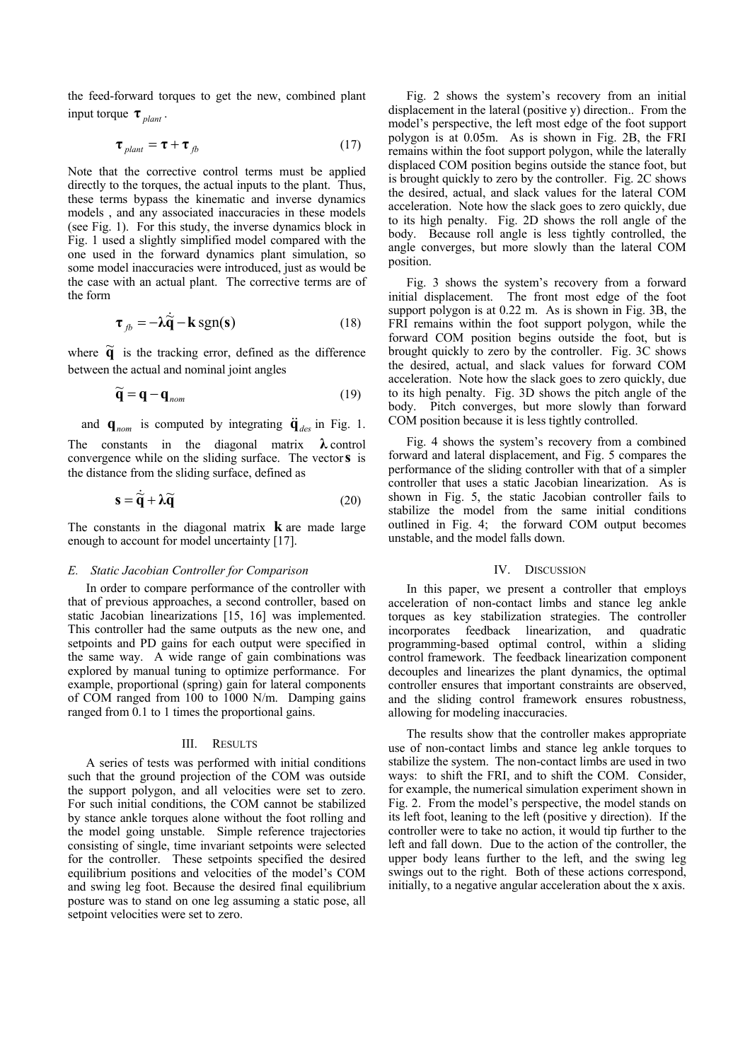the feed-forward torques to get the new, combined plant input torque $\boldsymbol{\tau}_{plant}$.

$$\boldsymbol{\tau}_{plant} = \boldsymbol{\tau} + \boldsymbol{\tau}_{fb} \tag{17}$$

Note that the corrective control terms must be applied directly to the torques, the actual inputs to the plant. Thus, these terms bypass the kinematic and inverse dynamics models , and any associated inaccuracies in these models (see Fig. 1). For this study, the inverse dynamics block in Fig. 1 used a slightly simplified model compared with the one used in the forward dynamics plant simulation, so some model inaccuracies were introduced, just as would be the case with an actual plant. The corrective terms are of the form

$$\boldsymbol{\tau}_{fb} = -\boldsymbol{\lambda}\dot{\tilde{\mathbf{q}}} - \mathbf{k}\,\mathrm{sgn}(\mathbf{s}) \tag{18}$$

where $\tilde{\mathbf{q}}$ is the tracking error, defined as the difference between the actual and nominal joint angles

$$\tilde{\mathbf{q}} = \mathbf{q} - \mathbf{q}_{nom} \tag{19}$$

and $\mathbf{q}_{nom}$ is computed by integrating $\ddot{\mathbf{q}}_{des}$ in Fig. 1. The constants in the diagonal matrix $\boldsymbol{\lambda}$ control convergence while on the sliding surface. The vector $\mathbf{s}$ is the distance from the sliding surface, defined as

$$\mathbf{s} = \dot{\tilde{\mathbf{q}}} + \boldsymbol{\lambda}\tilde{\mathbf{q}} \tag{20}$$

The constants in the diagonal matrix $\mathbf{k}$ are made large enough to account for model uncertainty [17].

### *E. Static Jacobian Controller for Comparison*

In order to compare performance of the controller with that of previous approaches, a second controller, based on static Jacobian linearizations [15, 16] was implemented. This controller had the same outputs as the new one, and setpoints and PD gains for each output were specified in the same way. A wide range of gain combinations was explored by manual tuning to optimize performance. For example, proportional (spring) gain for lateral components of COM ranged from 100 to 1000 N/m. Damping gains ranged from 0.1 to 1 times the proportional gains.

## III. Results

A series of tests was performed with initial conditions such that the ground projection of the COM was outside the support polygon, and all velocities were set to zero. For such initial conditions, the COM cannot be stabilized by stance ankle torques alone without the foot rolling and the model going unstable. Simple reference trajectories consisting of single, time invariant setpoints were selected for the controller. These setpoints specified the desired equilibrium positions and velocities of the model's COM and swing leg foot. Because the desired final equilibrium posture was to stand on one leg assuming a static pose, all setpoint velocities were set to zero.

Fig. 2 shows the system's recovery from an initial displacement in the lateral (positive y) direction.. From the model's perspective, the left most edge of the foot support polygon is at 0.05m. As is shown in Fig. 2B, the FRI remains within the foot support polygon, while the laterally displaced COM position begins outside the stance foot, but is brought quickly to zero by the controller. Fig. 2C shows the desired, actual, and slack values for the lateral COM acceleration. Note how the slack goes to zero quickly, due to its high penalty. Fig. 2D shows the roll angle of the body. Because roll angle is less tightly controlled, the angle converges, but more slowly than the lateral COM position.

Fig. 3 shows the system's recovery from a forward initial displacement. The front most edge of the foot support polygon is at 0.22 m. As is shown in Fig. 3B, the FRI remains within the foot support polygon, while the forward COM position begins outside the foot, but is brought quickly to zero by the controller. Fig. 3C shows the desired, actual, and slack values for forward COM acceleration. Note how the slack goes to zero quickly, due to its high penalty. Fig. 3D shows the pitch angle of the body. Pitch converges, but more slowly than forward COM position because it is less tightly controlled.

Fig. 4 shows the system's recovery from a combined forward and lateral displacement, and Fig. 5 compares the performance of the sliding controller with that of a simpler controller that uses a static Jacobian linearization. As is shown in Fig. 5, the static Jacobian controller fails to stabilize the model from the same initial conditions outlined in Fig. 4; the forward COM output becomes unstable, and the model falls down.

## IV. Discussion

In this paper, we present a controller that employs acceleration of non-contact limbs and stance leg ankle torques as key stabilization strategies. The controller incorporates feedback linearization, and quadratic programming-based optimal control, within a sliding control framework. The feedback linearization component decouples and linearizes the plant dynamics, the optimal controller ensures that important constraints are observed, and the sliding control framework ensures robustness, allowing for modeling inaccuracies.

The results show that the controller makes appropriate use of non-contact limbs and stance leg ankle torques to stabilize the system. The non-contact limbs are used in two ways: to shift the FRI, and to shift the COM. Consider, for example, the numerical simulation experiment shown in Fig. 2. From the model's perspective, the model stands on its left foot, leaning to the left (positive y direction). If the controller were to take no action, it would tip further to the left and fall down. Due to the action of the controller, the upper body leans further to the left, and the swing leg swings out to the right. Both of these actions correspond, initially, to a negative angular acceleration about the x axis.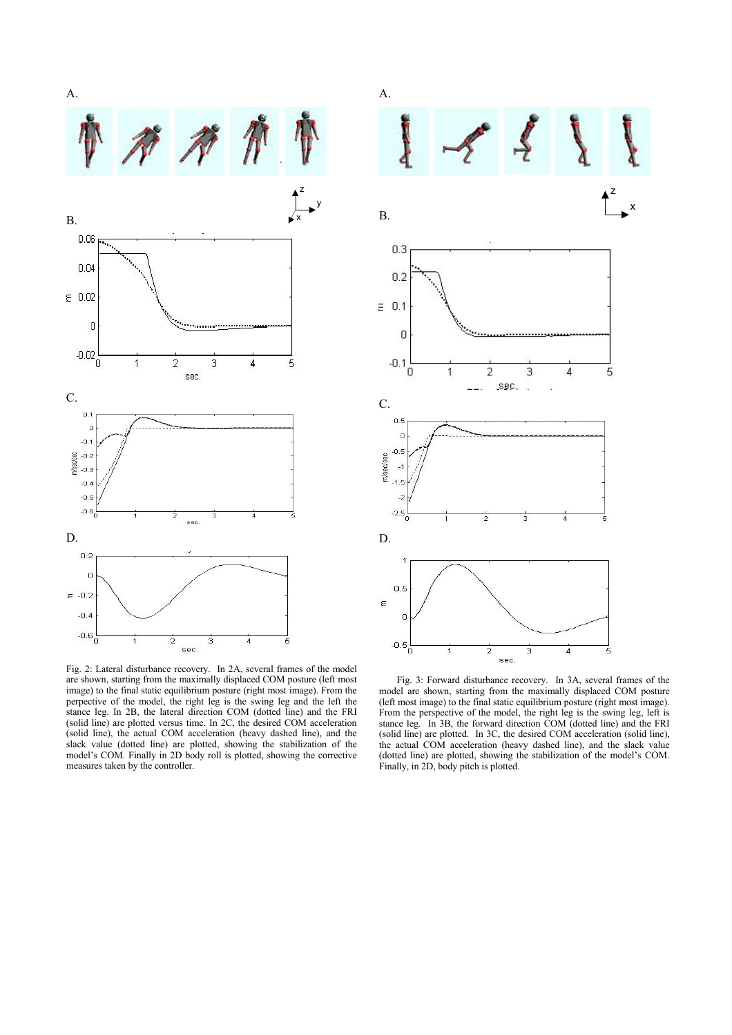Fig. 2: Lateral disturbance recovery. In 2A, several frames of the model are shown, starting from the maximally displaced COM posture (left most image) to the final static equilibrium posture (right most image). From the perpective of the model, the right leg is the swing leg and the left the stance leg. In 2B, the lateral direction COM (dotted line) and the FRI (solid line) are plotted versus time. In 2C, the desired COM acceleration (solid line), the actual COM acceleration (heavy dashed line), and the slack value (dotted line) are plotted, showing the stabilization of the model's COM. Finally in 2D body roll is plotted, showing the corrective measures taken by the controller.

Fig. 3: Forward disturbance recovery. In 3A, several frames of the model are shown, starting from the maximally displaced COM posture (left most image) to the final static equilibrium posture (right most image). From the perspective of the model, the right leg is the swing leg, left is stance leg. In 3B, the forward direction COM (dotted line) and the FRI (solid line) are plotted. In 3C, the desired COM acceleration (solid line), the actual COM acceleration (heavy dashed line), and the slack value (dotted line) are plotted, showing the stabilization of the model's COM. Finally, in 2D, body pitch is plotted.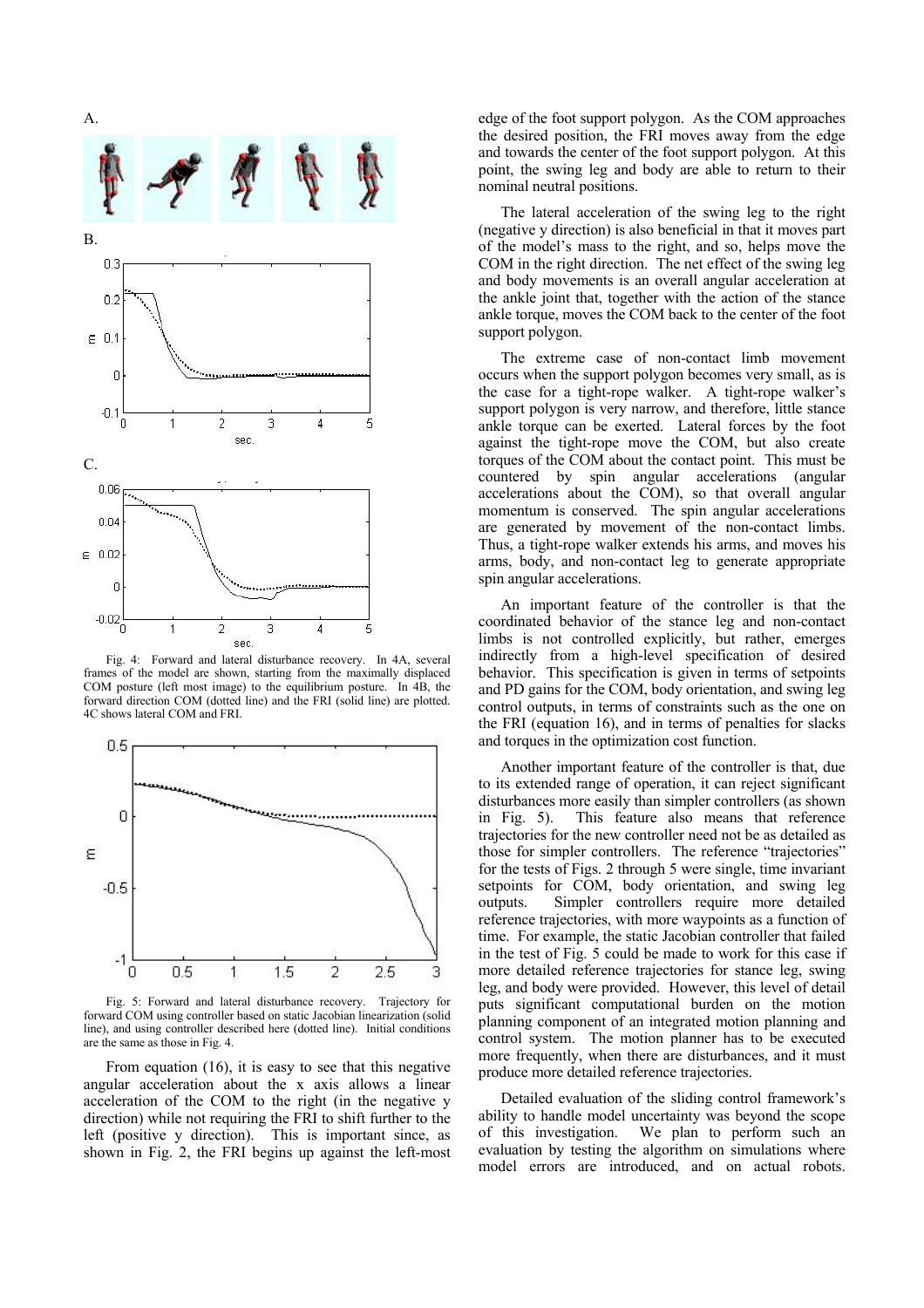A.

B.

C.

Fig. 4: Forward and lateral disturbance recovery. In 4A, several frames of the model are shown, starting from the maximally displaced COM posture (left most image) to the equilibrium posture. In 4B, the forward direction COM (dotted line) and the FRI (solid line) are plotted. 4C shows lateral COM and FRI.

Fig. 5: Forward and lateral disturbance recovery. Trajectory for forward COM using controller based on static Jacobian linearization (solid line), and using controller described here (dotted line). Initial conditions are the same as those in Fig. 4.

From equation (16), it is easy to see that this negative angular acceleration about the x axis allows a linear acceleration of the COM to the right (in the negative y direction) while not requiring the FRI to shift further to the left (positive y direction). This is important since, as shown in Fig. 2, the FRI begins up against the left-most edge of the foot support polygon. As the COM approaches the desired position, the FRI moves away from the edge and towards the center of the foot support polygon. At this point, the swing leg and body are able to return to their nominal neutral positions.

The lateral acceleration of the swing leg to the right (negative y direction) is also beneficial in that it moves part of the model's mass to the right, and so, helps move the COM in the right direction. The net effect of the swing leg and body movements is an overall angular acceleration at the ankle joint that, together with the action of the stance ankle torque, moves the COM back to the center of the foot support polygon.

The extreme case of non-contact limb movement occurs when the support polygon becomes very small, as is the case for a tight-rope walker. A tight-rope walker's support polygon is very narrow, and therefore, little stance ankle torque can be exerted. Lateral forces by the foot against the tight-rope move the COM, but also create torques of the COM about the contact point. This must be countered by spin angular accelerations (angular accelerations about the COM), so that overall angular momentum is conserved. The spin angular accelerations are generated by movement of the non-contact limbs. Thus, a tight-rope walker extends his arms, and moves his arms, body, and non-contact leg to generate appropriate spin angular accelerations.

An important feature of the controller is that the coordinated behavior of the stance leg and non-contact limbs is not controlled explicitly, but rather, emerges indirectly from a high-level specification of desired behavior. This specification is given in terms of setpoints and PD gains for the COM, body orientation, and swing leg control outputs, in terms of constraints such as the one on the FRI (equation 16), and in terms of penalties for slacks and torques in the optimization cost function.

Another important feature of the controller is that, due to its extended range of operation, it can reject significant disturbances more easily than simpler controllers (as shown in Fig. 5). This feature also means that reference trajectories for the new controller need not be as detailed as those for simpler controllers. The reference "trajectories" for the tests of Figs. 2 through 5 were single, time invariant setpoints for COM, body orientation, and swing leg outputs. Simpler controllers require more detailed reference trajectories, with more waypoints as a function of time. For example, the static Jacobian controller that failed in the test of Fig. 5 could be made to work for this case if more detailed reference trajectories for stance leg, swing leg, and body were provided. However, this level of detail puts significant computational burden on the motion planning component of an integrated motion planning and control system. The motion planner has to be executed more frequently, when there are disturbances, and it must produce more detailed reference trajectories.

Detailed evaluation of the sliding control framework's ability to handle model uncertainty was beyond the scope of this investigation. We plan to perform such an evaluation by testing the algorithm on simulations where model errors are introduced, and on actual robots.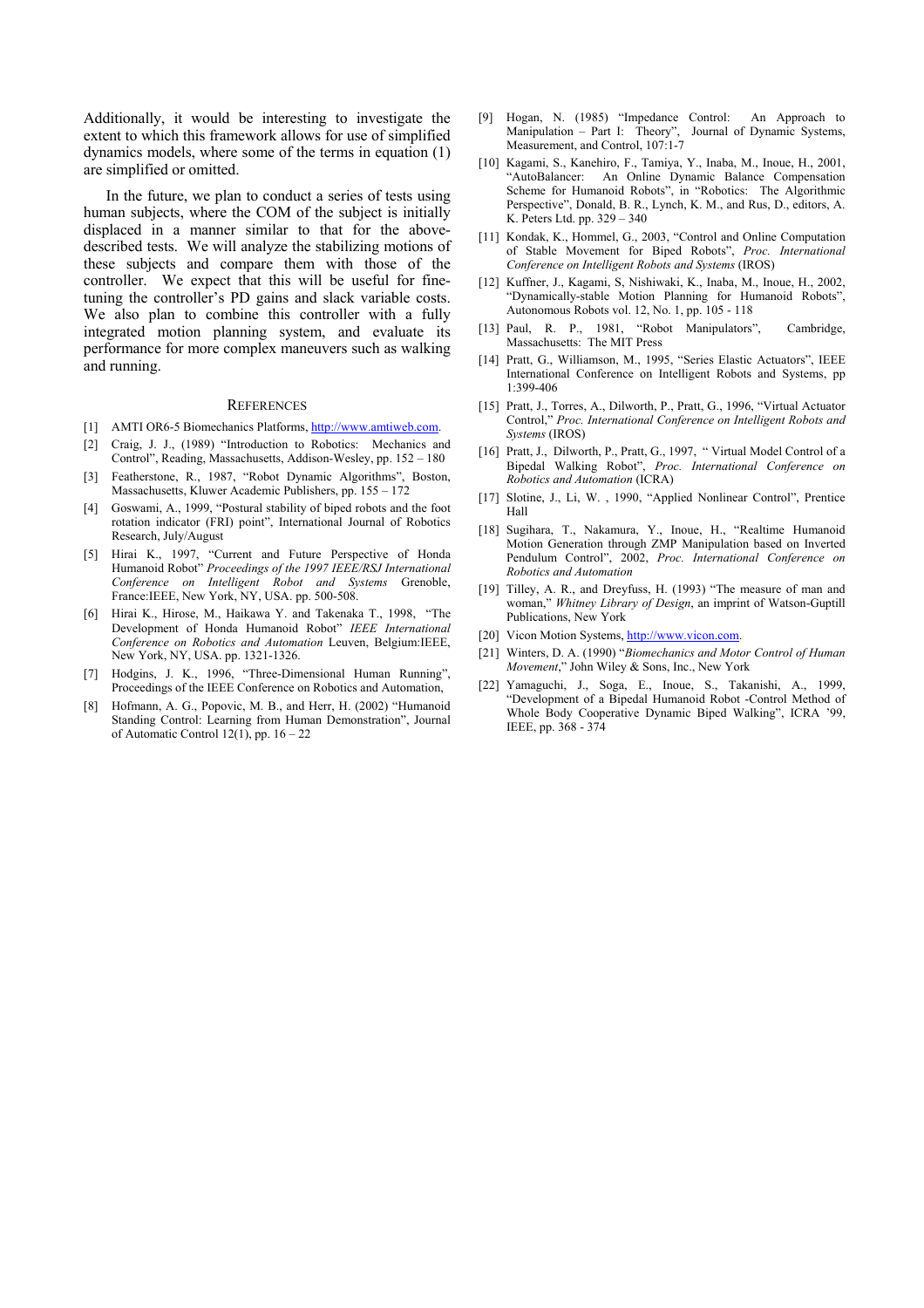Additionally, it would be interesting to investigate the extent to which this framework allows for use of simplified dynamics models, where some of the terms in equation (1) are simplified or omitted.

In the future, we plan to conduct a series of tests using human subjects, where the COM of the subject is initially displaced in a manner similar to that for the above-described tests. We will analyze the stabilizing motions of these subjects and compare them with those of the controller. We expect that this will be useful for fine-tuning the controller's PD gains and slack variable costs. We also plan to combine this controller with a fully integrated motion planning system, and evaluate its performance for more complex maneuvers such as walking and running.

## References

[1] AMTI OR6-5 Biomechanics Platforms, http://www.amtiweb.com.

[2] Craig, J. J., (1989) "Introduction to Robotics: Mechanics and Control", Reading, Massachusetts, Addison-Wesley, pp. 152 – 180

[3] Featherstone, R., 1987, "Robot Dynamic Algorithms", Boston, Massachusetts, Kluwer Academic Publishers, pp. 155 – 172

[4] Goswami, A., 1999, "Postural stability of biped robots and the foot rotation indicator (FRI) point", International Journal of Robotics Research, July/August

[5] Hirai K., 1997, "Current and Future Perspective of Honda Humanoid Robot" *Proceedings of the 1997 IEEE/RSJ International Conference on Intelligent Robot and Systems* Grenoble, France:IEEE, New York, NY, USA. pp. 500-508.

[6] Hirai K., Hirose, M., Haikawa Y. and Takenaka T., 1998, "The Development of Honda Humanoid Robot" *IEEE International Conference on Robotics and Automation* Leuven, Belgium:IEEE, New York, NY, USA. pp. 1321-1326.

[7] Hodgins, J. K., 1996, "Three-Dimensional Human Running", Proceedings of the IEEE Conference on Robotics and Automation,

[8] Hofmann, A. G., Popovic, M. B., and Herr, H. (2002) "Humanoid Standing Control: Learning from Human Demonstration", Journal of Automatic Control 12(1), pp. 16 – 22

[9] Hogan, N. (1985) "Impedance Control: An Approach to Manipulation – Part I: Theory", Journal of Dynamic Systems, Measurement, and Control, 107:1-7

[10] Kagami, S., Kanehiro, F., Tamiya, Y., Inaba, M., Inoue, H., 2001, "AutoBalancer: An Online Dynamic Balance Compensation Scheme for Humanoid Robots", in "Robotics: The Algorithmic Perspective", Donald, B. R., Lynch, K. M., and Rus, D., editors, A. K. Peters Ltd. pp. 329 – 340

[11] Kondak, K., Hommel, G., 2003, "Control and Online Computation of Stable Movement for Biped Robots", *Proc. International Conference on Intelligent Robots and Systems* (IROS)

[12] Kuffner, J., Kagami, S, Nishiwaki, K., Inaba, M., Inoue, H., 2002, "Dynamically-stable Motion Planning for Humanoid Robots", Autonomous Robots vol. 12, No. 1, pp. 105 - 118

[13] Paul, R. P., 1981, "Robot Manipulators", Cambridge, Massachusetts: The MIT Press

[14] Pratt, G., Williamson, M., 1995, "Series Elastic Actuators", IEEE International Conference on Intelligent Robots and Systems, pp 1:399-406

[15] Pratt, J., Torres, A., Dilworth, P., Pratt, G., 1996, "Virtual Actuator Control," *Proc. International Conference on Intelligent Robots and Systems* (IROS)

[16] Pratt, J., Dilworth, P., Pratt, G., 1997, " Virtual Model Control of a Bipedal Walking Robot", *Proc. International Conference on Robotics and Automation* (ICRA)

[17] Slotine, J., Li, W. , 1990, "Applied Nonlinear Control", Prentice Hall

[18] Sugihara, T., Nakamura, Y., Inoue, H., "Realtime Humanoid Motion Generation through ZMP Manipulation based on Inverted Pendulum Control", 2002, *Proc. International Conference on Robotics and Automation*

[19] Tilley, A. R., and Dreyfuss, H. (1993) "The measure of man and woman," *Whitney Library of Design*, an imprint of Watson-Guptill Publications, New York

[20] Vicon Motion Systems, http://www.vicon.com.

[21] Winters, D. A. (1990) "*Biomechanics and Motor Control of Human Movement*," John Wiley & Sons, Inc., New York

[22] Yamaguchi, J., Soga, E., Inoue, S., Takanishi, A., 1999, "Development of a Bipedal Humanoid Robot -Control Method of Whole Body Cooperative Dynamic Biped Walking", ICRA '99, IEEE, pp. 368 - 374